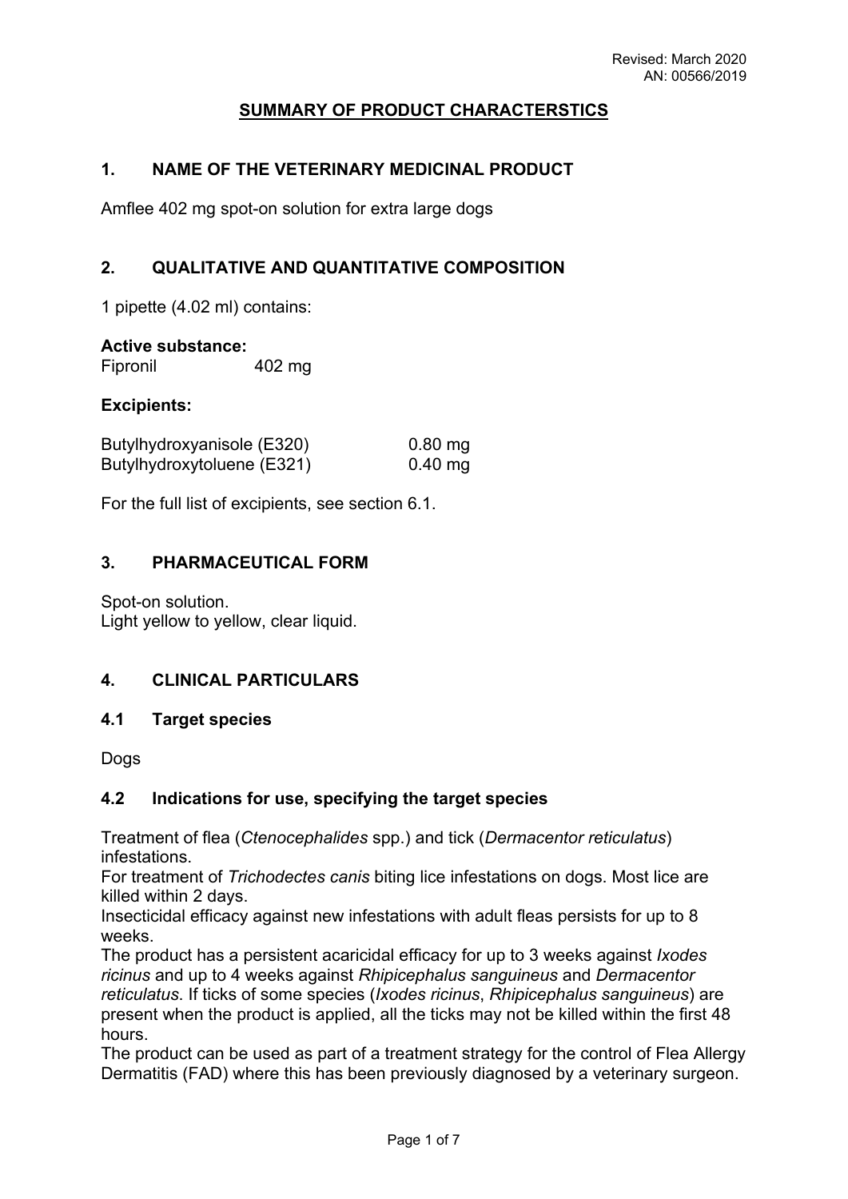Revised: March 2020
AN: 00566/2019

# SUMMARY OF PRODUCT CHARACTERSTICS

## 1. NAME OF THE VETERINARY MEDICINAL PRODUCT

Amflee 402 mg spot-on solution for extra large dogs

## 2. QUALITATIVE AND QUANTITATIVE COMPOSITION

1 pipette (4.02 ml) contains:

**Active substance:**
Fipronil 402 mg

**Excipients:**

| | |
|---|---|
| Butylhydroxyanisole (E320) | 0.80 mg |
| Butylhydroxytoluene (E321) | 0.40 mg |

For the full list of excipients, see section 6.1.

## 3. PHARMACEUTICAL FORM

Spot-on solution.
Light yellow to yellow, clear liquid.

## 4. CLINICAL PARTICULARS

### 4.1 Target species

Dogs

### 4.2 Indications for use, specifying the target species

Treatment of flea (*Ctenocephalides* spp.) and tick (*Dermacentor reticulatus*) infestations.
For treatment of *Trichodectes canis* biting lice infestations on dogs. Most lice are killed within 2 days.
Insecticidal efficacy against new infestations with adult fleas persists for up to 8 weeks.
The product has a persistent acaricidal efficacy for up to 3 weeks against *Ixodes ricinus* and up to 4 weeks against *Rhipicephalus sanguineus* and *Dermacentor reticulatus*. If ticks of some species (*Ixodes ricinus*, *Rhipicephalus sanguineus*) are present when the product is applied, all the ticks may not be killed within the first 48 hours.
The product can be used as part of a treatment strategy for the control of Flea Allergy Dermatitis (FAD) where this has been previously diagnosed by a veterinary surgeon.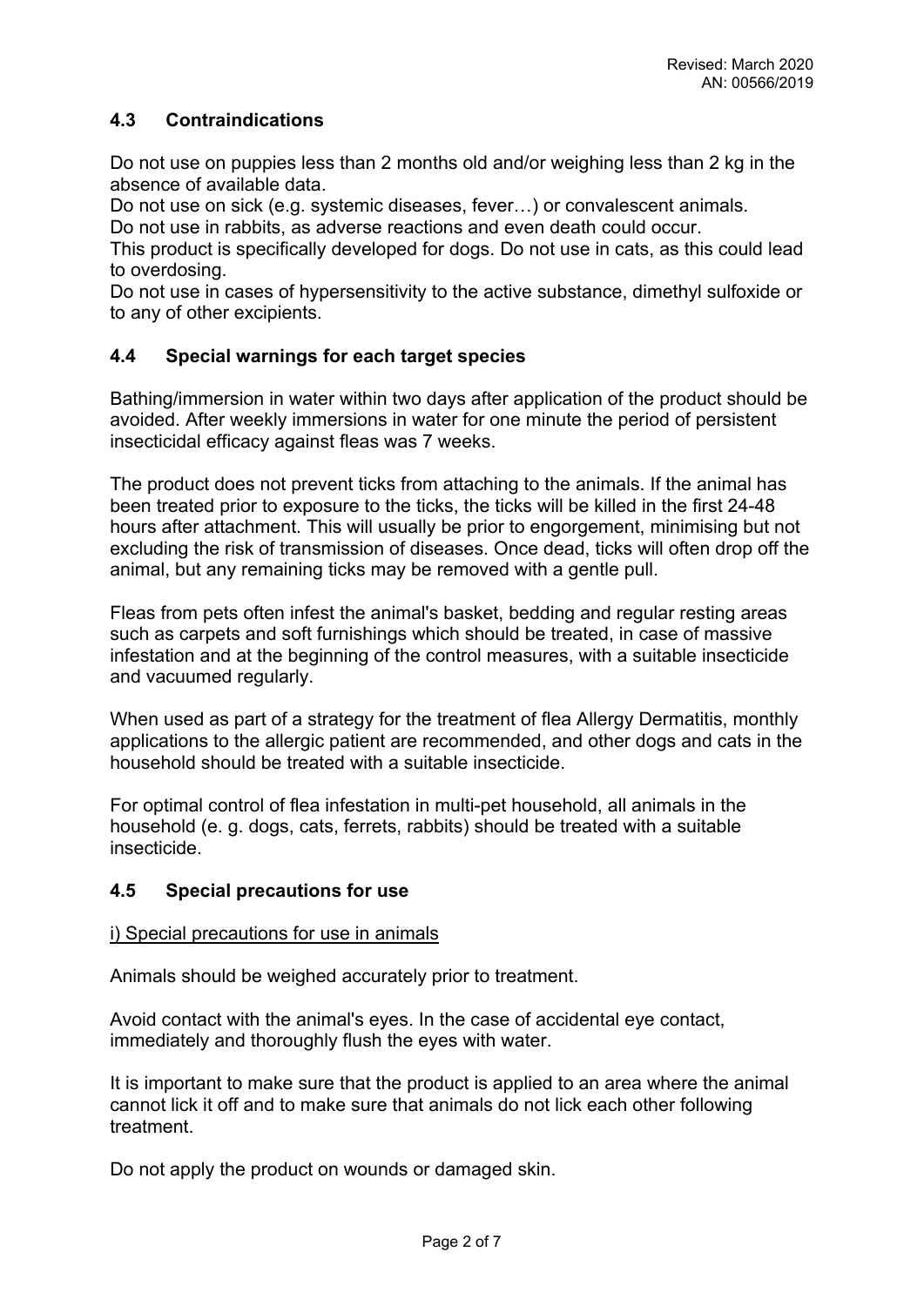## 4.3 Contraindications

Do not use on puppies less than 2 months old and/or weighing less than 2 kg in the absence of available data.
Do not use on sick (e.g. systemic diseases, fever…) or convalescent animals.
Do not use in rabbits, as adverse reactions and even death could occur.
This product is specifically developed for dogs. Do not use in cats, as this could lead to overdosing.
Do not use in cases of hypersensitivity to the active substance, dimethyl sulfoxide or to any of other excipients.

## 4.4 Special warnings for each target species

Bathing/immersion in water within two days after application of the product should be avoided. After weekly immersions in water for one minute the period of persistent insecticidal efficacy against fleas was 7 weeks.

The product does not prevent ticks from attaching to the animals. If the animal has been treated prior to exposure to the ticks, the ticks will be killed in the first 24-48 hours after attachment. This will usually be prior to engorgement, minimising but not excluding the risk of transmission of diseases. Once dead, ticks will often drop off the animal, but any remaining ticks may be removed with a gentle pull.

Fleas from pets often infest the animal's basket, bedding and regular resting areas such as carpets and soft furnishings which should be treated, in case of massive infestation and at the beginning of the control measures, with a suitable insecticide and vacuumed regularly.

When used as part of a strategy for the treatment of flea Allergy Dermatitis, monthly applications to the allergic patient are recommended, and other dogs and cats in the household should be treated with a suitable insecticide.

For optimal control of flea infestation in multi-pet household, all animals in the household (e. g. dogs, cats, ferrets, rabbits) should be treated with a suitable insecticide.

## 4.5 Special precautions for use

i) Special precautions for use in animals

Animals should be weighed accurately prior to treatment.

Avoid contact with the animal's eyes. In the case of accidental eye contact, immediately and thoroughly flush the eyes with water.

It is important to make sure that the product is applied to an area where the animal cannot lick it off and to make sure that animals do not lick each other following treatment.

Do not apply the product on wounds or damaged skin.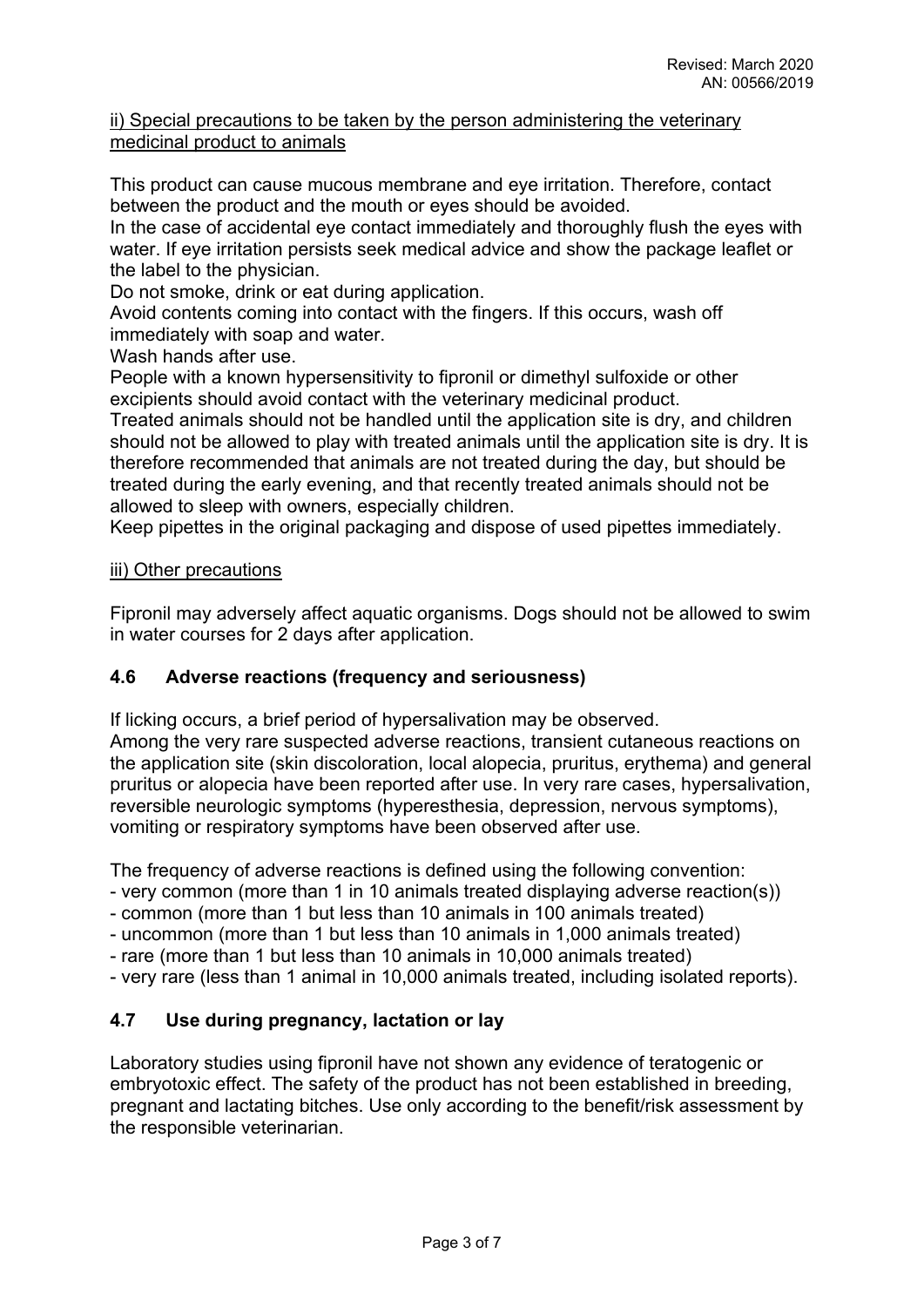ii) Special precautions to be taken by the person administering the veterinary medicinal product to animals

This product can cause mucous membrane and eye irritation. Therefore, contact between the product and the mouth or eyes should be avoided.
In the case of accidental eye contact immediately and thoroughly flush the eyes with water. If eye irritation persists seek medical advice and show the package leaflet or the label to the physician.
Do not smoke, drink or eat during application.
Avoid contents coming into contact with the fingers. If this occurs, wash off immediately with soap and water.
Wash hands after use.
People with a known hypersensitivity to fipronil or dimethyl sulfoxide or other excipients should avoid contact with the veterinary medicinal product.
Treated animals should not be handled until the application site is dry, and children should not be allowed to play with treated animals until the application site is dry. It is therefore recommended that animals are not treated during the day, but should be treated during the early evening, and that recently treated animals should not be allowed to sleep with owners, especially children.
Keep pipettes in the original packaging and dispose of used pipettes immediately.

iii) Other precautions

Fipronil may adversely affect aquatic organisms. Dogs should not be allowed to swim in water courses for 2 days after application.

## 4.6 Adverse reactions (frequency and seriousness)

If licking occurs, a brief period of hypersalivation may be observed.
Among the very rare suspected adverse reactions, transient cutaneous reactions on the application site (skin discoloration, local alopecia, pruritus, erythema) and general pruritus or alopecia have been reported after use. In very rare cases, hypersalivation, reversible neurologic symptoms (hyperesthesia, depression, nervous symptoms), vomiting or respiratory symptoms have been observed after use.

The frequency of adverse reactions is defined using the following convention:
- very common (more than 1 in 10 animals treated displaying adverse reaction(s))
- common (more than 1 but less than 10 animals in 100 animals treated)
- uncommon (more than 1 but less than 10 animals in 1,000 animals treated)
- rare (more than 1 but less than 10 animals in 10,000 animals treated)
- very rare (less than 1 animal in 10,000 animals treated, including isolated reports).

## 4.7 Use during pregnancy, lactation or lay

Laboratory studies using fipronil have not shown any evidence of teratogenic or embryotoxic effect. The safety of the product has not been established in breeding, pregnant and lactating bitches. Use only according to the benefit/risk assessment by the responsible veterinarian.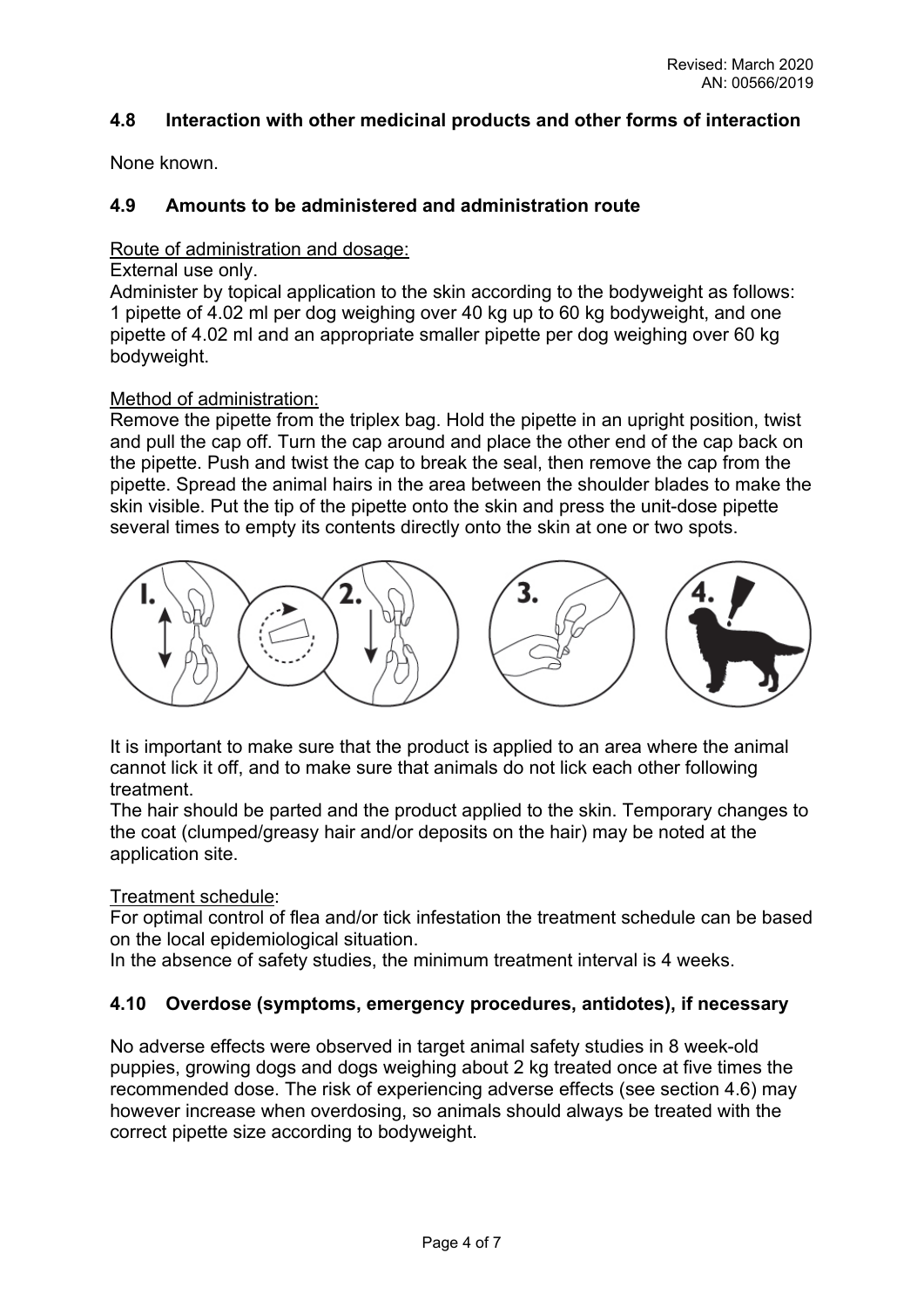## 4.8 Interaction with other medicinal products and other forms of interaction

None known.

## 4.9 Amounts to be administered and administration route

Route of administration and dosage:

External use only.

Administer by topical application to the skin according to the bodyweight as follows: 1 pipette of 4.02 ml per dog weighing over 40 kg up to 60 kg bodyweight, and one pipette of 4.02 ml and an appropriate smaller pipette per dog weighing over 60 kg bodyweight.

Method of administration:

Remove the pipette from the triplex bag. Hold the pipette in an upright position, twist and pull the cap off. Turn the cap around and place the other end of the cap back on the pipette. Push and twist the cap to break the seal, then remove the cap from the pipette. Spread the animal hairs in the area between the shoulder blades to make the skin visible. Put the tip of the pipette onto the skin and press the unit-dose pipette several times to empty its contents directly onto the skin at one or two spots.

1. 2. 3. 4.

It is important to make sure that the product is applied to an area where the animal cannot lick it off, and to make sure that animals do not lick each other following treatment.

The hair should be parted and the product applied to the skin. Temporary changes to the coat (clumped/greasy hair and/or deposits on the hair) may be noted at the application site.

Treatment schedule:

For optimal control of flea and/or tick infestation the treatment schedule can be based on the local epidemiological situation.

In the absence of safety studies, the minimum treatment interval is 4 weeks.

## 4.10 Overdose (symptoms, emergency procedures, antidotes), if necessary

No adverse effects were observed in target animal safety studies in 8 week-old puppies, growing dogs and dogs weighing about 2 kg treated once at five times the recommended dose. The risk of experiencing adverse effects (see section 4.6) may however increase when overdosing, so animals should always be treated with the correct pipette size according to bodyweight.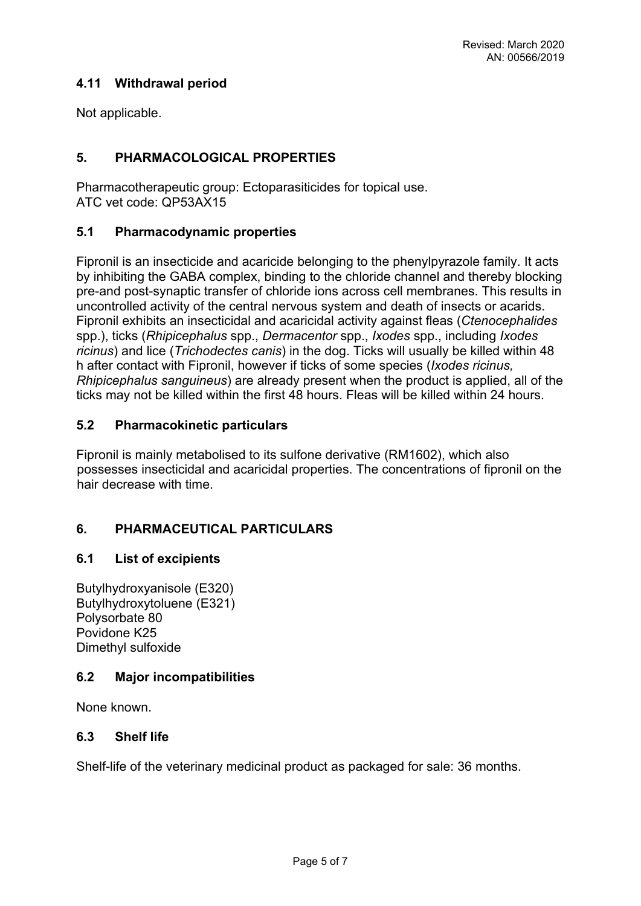### 4.11 Withdrawal period

Not applicable.

## 5. PHARMACOLOGICAL PROPERTIES

Pharmacotherapeutic group: Ectoparasiticides for topical use.
ATC vet code: QP53AX15

### 5.1 Pharmacodynamic properties

Fipronil is an insecticide and acaricide belonging to the phenylpyrazole family. It acts by inhibiting the GABA complex, binding to the chloride channel and thereby blocking pre-and post-synaptic transfer of chloride ions across cell membranes. This results in uncontrolled activity of the central nervous system and death of insects or acarids. Fipronil exhibits an insecticidal and acaricidal activity against fleas (*Ctenocephalides* spp.), ticks (*Rhipicephalus* spp., *Dermacentor* spp., *Ixodes* spp., including *Ixodes ricinus*) and lice (*Trichodectes canis*) in the dog. Ticks will usually be killed within 48 h after contact with Fipronil, however if ticks of some species (*Ixodes ricinus, Rhipicephalus sanguineus*) are already present when the product is applied, all of the ticks may not be killed within the first 48 hours. Fleas will be killed within 24 hours.

### 5.2 Pharmacokinetic particulars

Fipronil is mainly metabolised to its sulfone derivative (RM1602), which also possesses insecticidal and acaricidal properties. The concentrations of fipronil on the hair decrease with time.

## 6. PHARMACEUTICAL PARTICULARS

### 6.1 List of excipients

Butylhydroxyanisole (E320)
Butylhydroxytoluene (E321)
Polysorbate 80
Povidone K25
Dimethyl sulfoxide

### 6.2 Major incompatibilities

None known.

### 6.3 Shelf life

Shelf-life of the veterinary medicinal product as packaged for sale: 36 months.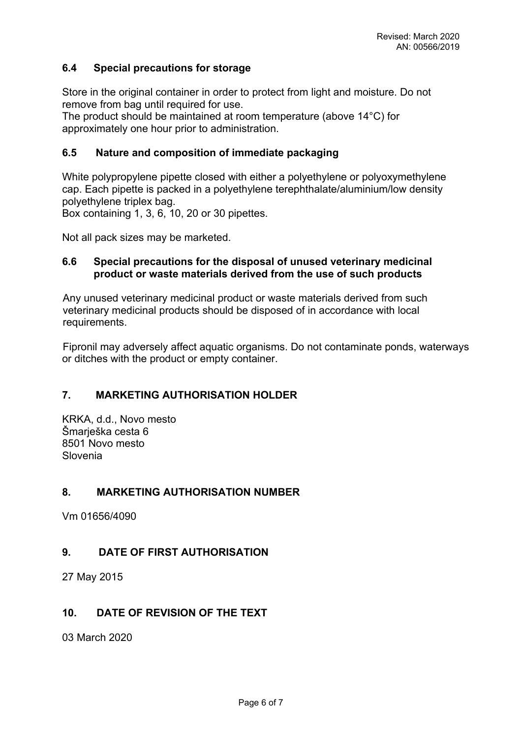### 6.4 Special precautions for storage

Store in the original container in order to protect from light and moisture. Do not remove from bag until required for use.
The product should be maintained at room temperature (above 14°C) for approximately one hour prior to administration.

### 6.5 Nature and composition of immediate packaging

White polypropylene pipette closed with either a polyethylene or polyoxymethylene cap. Each pipette is packed in a polyethylene terephthalate/aluminium/low density polyethylene triplex bag.
Box containing 1, 3, 6, 10, 20 or 30 pipettes.

Not all pack sizes may be marketed.

### 6.6 Special precautions for the disposal of unused veterinary medicinal product or waste materials derived from the use of such products

Any unused veterinary medicinal product or waste materials derived from such veterinary medicinal products should be disposed of in accordance with local requirements.

Fipronil may adversely affect aquatic organisms. Do not contaminate ponds, waterways or ditches with the product or empty container.

## 7. MARKETING AUTHORISATION HOLDER

KRKA, d.d., Novo mesto
Šmarješka cesta 6
8501 Novo mesto
Slovenia

## 8. MARKETING AUTHORISATION NUMBER

Vm 01656/4090

## 9. DATE OF FIRST AUTHORISATION

27 May 2015

## 10. DATE OF REVISION OF THE TEXT

03 March 2020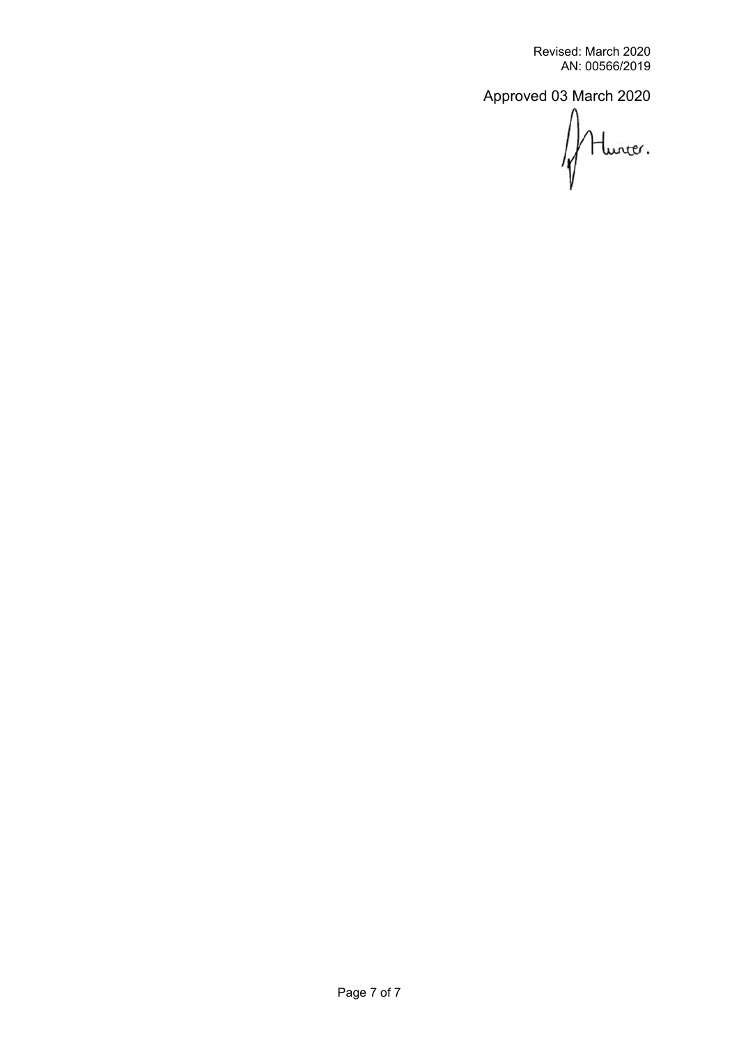Revised: March 2020
AN: 00566/2019

Approved 03 March 2020